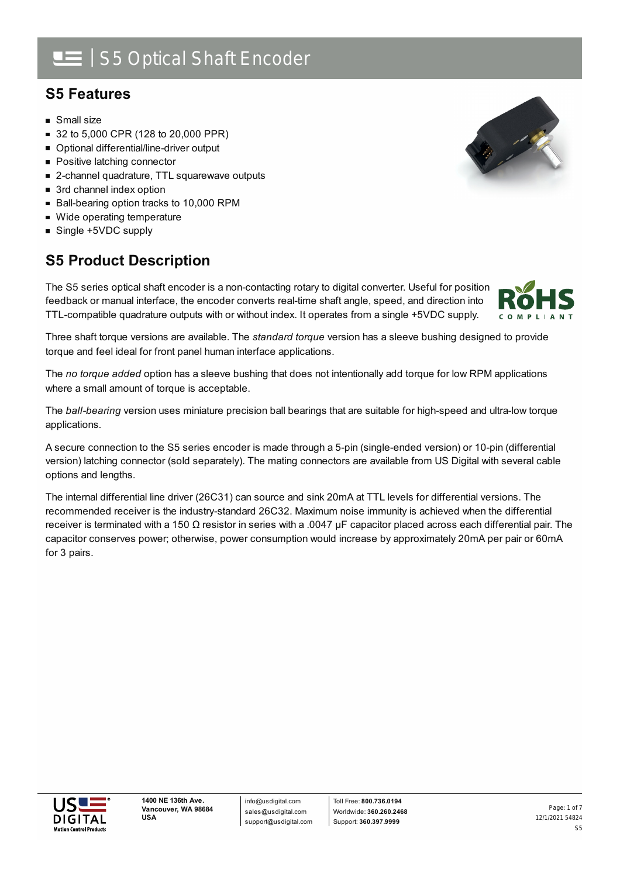# S5 Optical Shaft Encoder

## S5 Features

- Small size
- 32 to 5,000 CPR (128 to 20,000 PPR)
- Optional differential/line-driver output
- Positive latching connector
- 2-channel quadrature, TTL squarewave outputs
- 3rd channel index option
- Ball-bearing option tracks to 10,000 RPM
- Wide operating temperature
- Single +5VDC supply

## S5 Product Description

The S5 series optical shaft encoder is a non-contacting rotary to digital converter. Useful for position feedback or manual interface, the encoder converts real-time shaft angle, speed, and direction into TTL-compatible quadrature outputs with or without index. It operates from a single +5VDC supply.

Three shaft torque versions are available. The *standard torque* version has a sleeve bushing designed to provide torque and feel ideal for front panel human interface applications.

The *no torque added* option has a sleeve bushing that does not intentionally add torque for low RPM applications where a small amount of torque is acceptable.

The *ball-bearing* version uses miniature precision ball bearings that are suitable for high-speed and ultra-low torque applications.

A secure connection to the S5 series encoder is made through a 5-pin (single-ended version) or 10-pin (differential version) latching connector (sold separately). The mating connectors are available from US Digital with several cable options and lengths.

The internal differential line driver (26C31) can source and sink 20mA at TTL levels for differential versions. The recommended receiver is the industry-standard 26C32. Maximum noise immunity is achieved when the differential receiver is terminated with a 150 Ω resistor in series with a .0047 μF capacitor placed across each differential pair. The capacitor conserves power; otherwise, power consumption would increase by approximately 20mA per pair or 60mA for 3 pairs.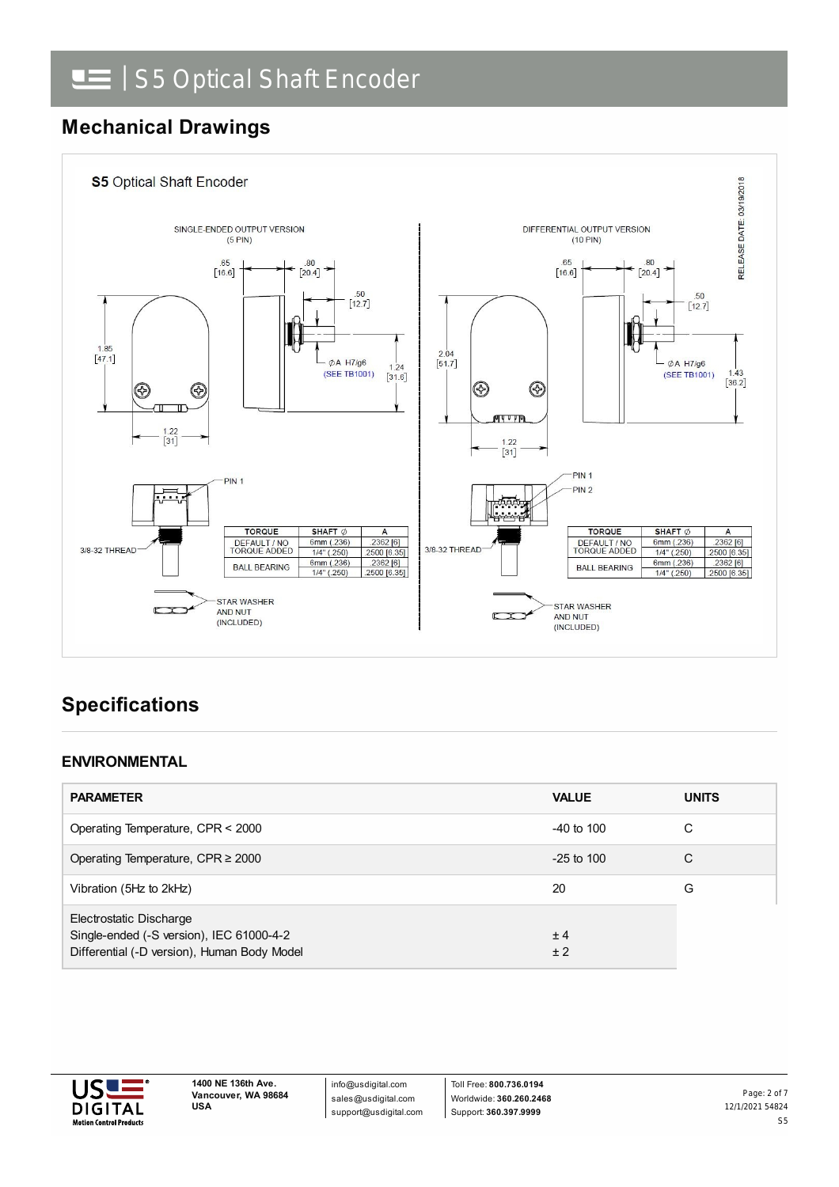## Mechanical Drawings

**S5** Optical Shaft Encoder

SINGLE-ENDED OUTPUT VERSION (5 PIN)

| TORQUE | SHAFT ⌀ | A |
|---|---|---|
| DEFAULT / NO TORQUE ADDED | 6mm (.236) | .2362 [6] |
| | 1/4" (.250) | .2500 [6.35] |
| BALL BEARING | 6mm (.236) | .2362 [6] |
| | 1/4" (.250) | .2500 [6.35] |

DIFFERENTIAL OUTPUT VERSION (10 PIN)

| TORQUE | SHAFT ⌀ | A |
|---|---|---|
| DEFAULT / NO TORQUE ADDED | 6mm (.236) | .2362 [6] |
| | 1/4" (.250) | .2500 [6.35] |
| BALL BEARING | 6mm (.236) | .2362 [6] |
| | 1/4" (.250) | .2500 [6.35] |

RELEASE DATE: 03/19/2018

## Specifications

### ENVIRONMENTAL

| PARAMETER | VALUE | UNITS |
|---|---|---|
| Operating Temperature, CPR < 2000 | -40 to 100 | C |
| Operating Temperature, CPR ≥ 2000 | -25 to 100 | C |
| Vibration (5Hz to 2kHz) | 20 | G |
| Electrostatic Discharge<br>Single-ended (-S version), IEC 61000-4-2<br>Differential (-D version), Human Body Model | <br>± 4<br>± 2 | |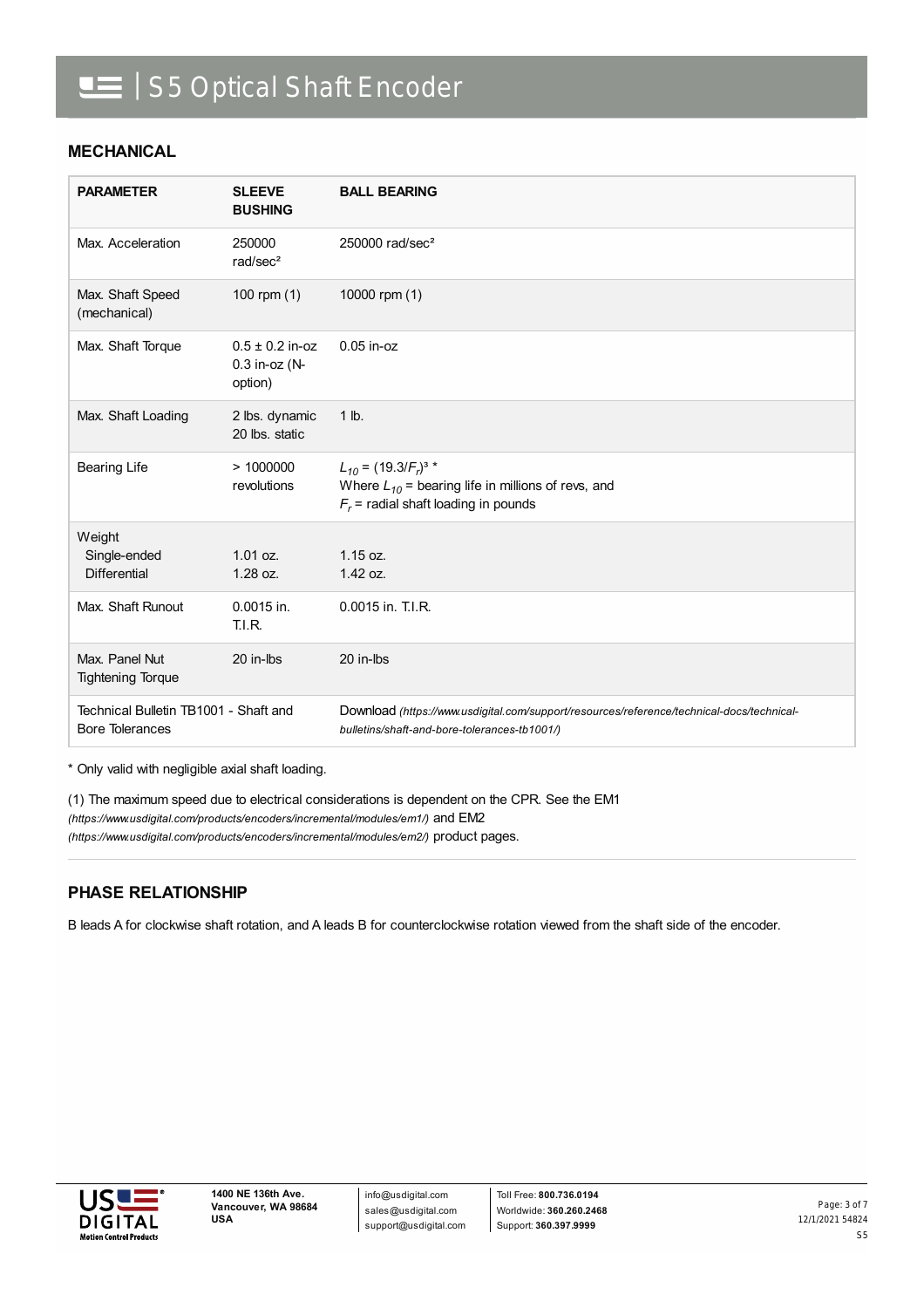## MECHANICAL

| PARAMETER | SLEEVE BUSHING | BALL BEARING |
|---|---|---|
| Max. Acceleration | 250000 rad/sec² | 250000 rad/sec² |
| Max. Shaft Speed (mechanical) | 100 rpm (1) | 10000 rpm (1) |
| Max. Shaft Torque | 0.5 ± 0.2 in-oz<br>0.3 in-oz (N-option) | 0.05 in-oz |
| Max. Shaft Loading | 2 lbs. dynamic<br>20 lbs. static | 1 lb. |
| Bearing Life | > 1000000 revolutions | $L_{10} = (19.3/F_r)^3$ *<br>Where $L_{10}$ = bearing life in millions of revs, and<br>$F_r$ = radial shaft loading in pounds |
| Weight<br>Single-ended<br>Differential | <br>1.01 oz.<br>1.28 oz. | <br>1.15 oz.<br>1.42 oz. |
| Max. Shaft Runout | 0.0015 in. T.I.R. | 0.0015 in. T.I.R. |
| Max. Panel Nut Tightening Torque | 20 in-lbs | 20 in-lbs |
| Technical Bulletin TB1001 - Shaft and Bore Tolerances | | Download *(https://www.usdigital.com/support/resources/reference/technical-docs/technical-bulletins/shaft-and-bore-tolerances-tb1001/)* |

\* Only valid with negligible axial shaft loading.

(1) The maximum speed due to electrical considerations is dependent on the CPR. See the EM1 *(https://www.usdigital.com/products/encoders/incremental/modules/em1/)* and EM2 *(https://www.usdigital.com/products/encoders/incremental/modules/em2/)* product pages.

## PHASE RELATIONSHIP

B leads A for clockwise shaft rotation, and A leads B for counterclockwise rotation viewed from the shaft side of the encoder.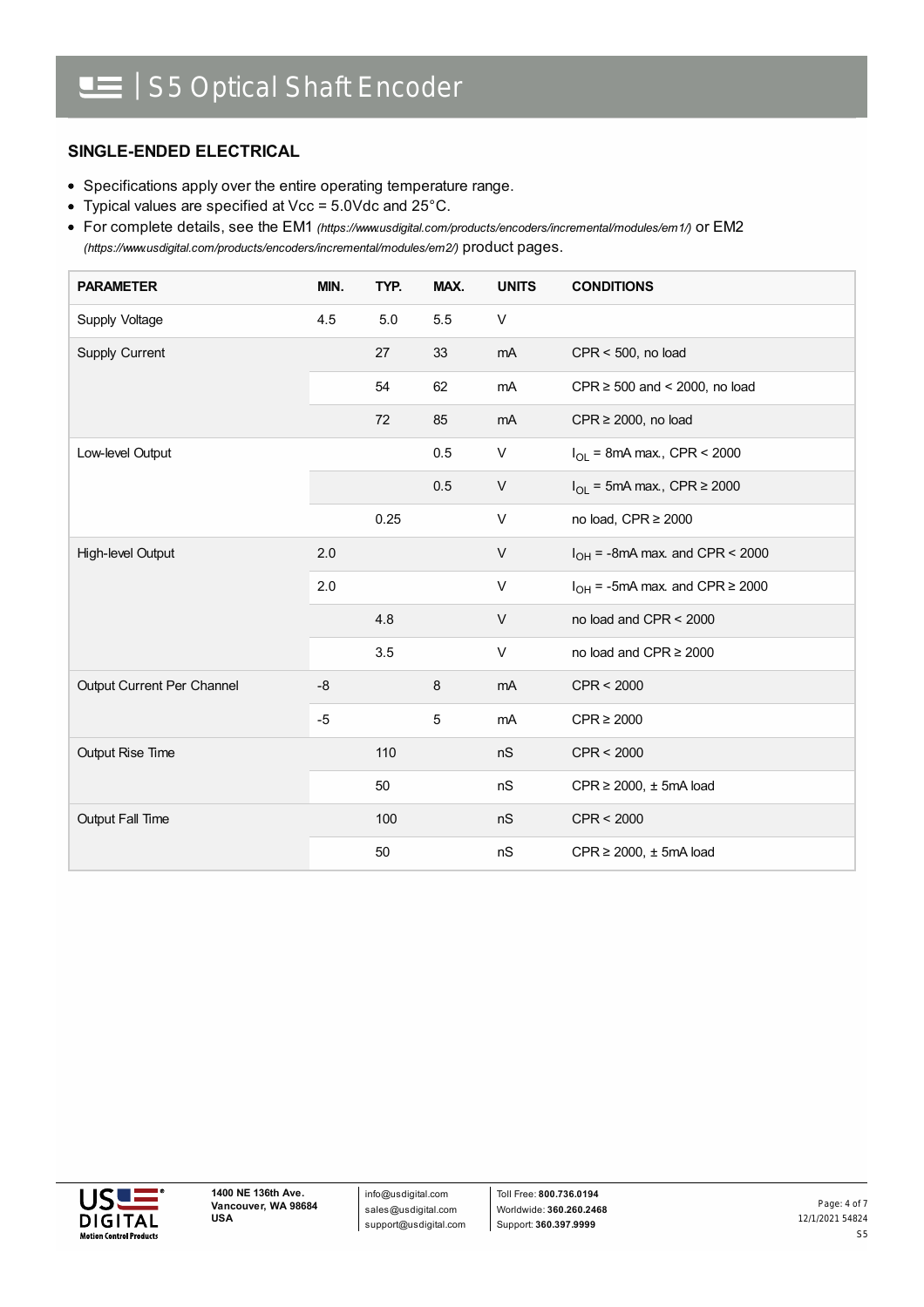## SINGLE-ENDED ELECTRICAL

- Specifications apply over the entire operating temperature range.
- Typical values are specified at Vcc = 5.0Vdc and 25°C.
- For complete details, see the EM1 *(https://www.usdigital.com/products/encoders/incremental/modules/em1/)* or EM2 *(https://www.usdigital.com/products/encoders/incremental/modules/em2/)* product pages.

| PARAMETER | MIN. | TYP. | MAX. | UNITS | CONDITIONS |
|---|---|---|---|---|---|
| Supply Voltage | 4.5 | 5.0 | 5.5 | V | |
| Supply Current | | 27 | 33 | mA | CPR < 500, no load |
| | | 54 | 62 | mA | CPR ≥ 500 and < 2000, no load |
| | | 72 | 85 | mA | CPR ≥ 2000, no load |
| Low-level Output | | | 0.5 | V | $I_{OL}$ = 8mA max., CPR < 2000 |
| | | | 0.5 | V | $I_{OL}$ = 5mA max., CPR ≥ 2000 |
| | | 0.25 | | V | no load, CPR ≥ 2000 |
| High-level Output | 2.0 | | | V | $I_{OH}$ = -8mA max. and CPR < 2000 |
| | 2.0 | | | V | $I_{OH}$ = -5mA max. and CPR ≥ 2000 |
| | | 4.8 | | V | no load and CPR < 2000 |
| | | 3.5 | | V | no load and CPR ≥ 2000 |
| Output Current Per Channel | -8 | | 8 | mA | CPR < 2000 |
| | -5 | | 5 | mA | CPR ≥ 2000 |
| Output Rise Time | | 110 | | nS | CPR < 2000 |
| | | 50 | | nS | CPR ≥ 2000, ± 5mA load |
| Output Fall Time | | 100 | | nS | CPR < 2000 |
| | | 50 | | nS | CPR ≥ 2000, ± 5mA load |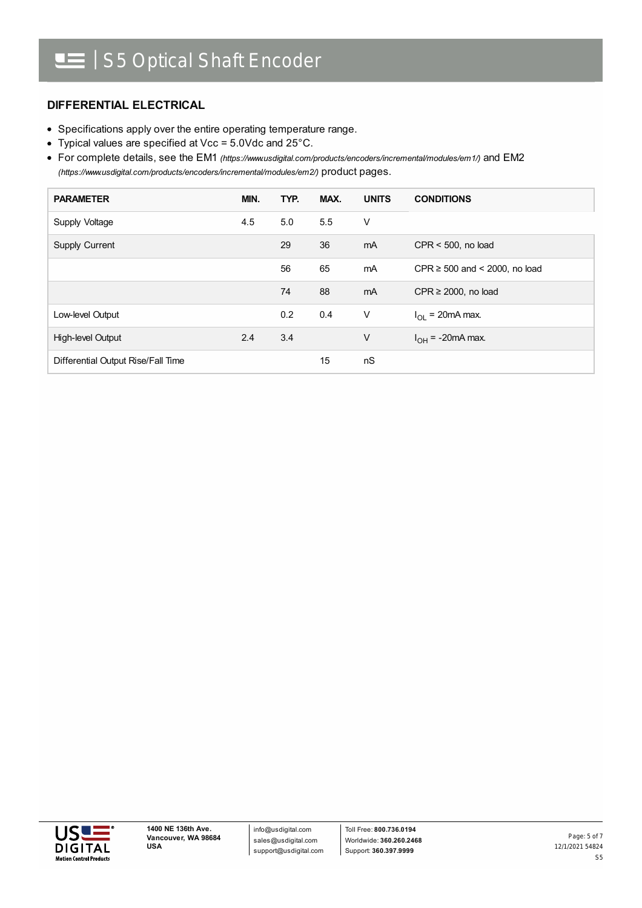## DIFFERENTIAL ELECTRICAL

- Specifications apply over the entire operating temperature range.
- Typical values are specified at Vcc = 5.0Vdc and 25°C.
- For complete details, see the EM1 *(https://www.usdigital.com/products/encoders/incremental/modules/em1/)* and EM2 *(https://www.usdigital.com/products/encoders/incremental/modules/em2/)* product pages.

| PARAMETER | MIN. | TYP. | MAX. | UNITS | CONDITIONS |
|---|---|---|---|---|---|
| Supply Voltage | 4.5 | 5.0 | 5.5 | V | |
| Supply Current | | 29 | 36 | mA | CPR < 500, no load |
| | | 56 | 65 | mA | CPR ≥ 500 and < 2000, no load |
| | | 74 | 88 | mA | CPR ≥ 2000, no load |
| Low-level Output | | 0.2 | 0.4 | V | $I_{OL}$ = 20mA max. |
| High-level Output | 2.4 | 3.4 | | V | $I_{OH}$ = -20mA max. |
| Differential Output Rise/Fall Time | | | 15 | nS | |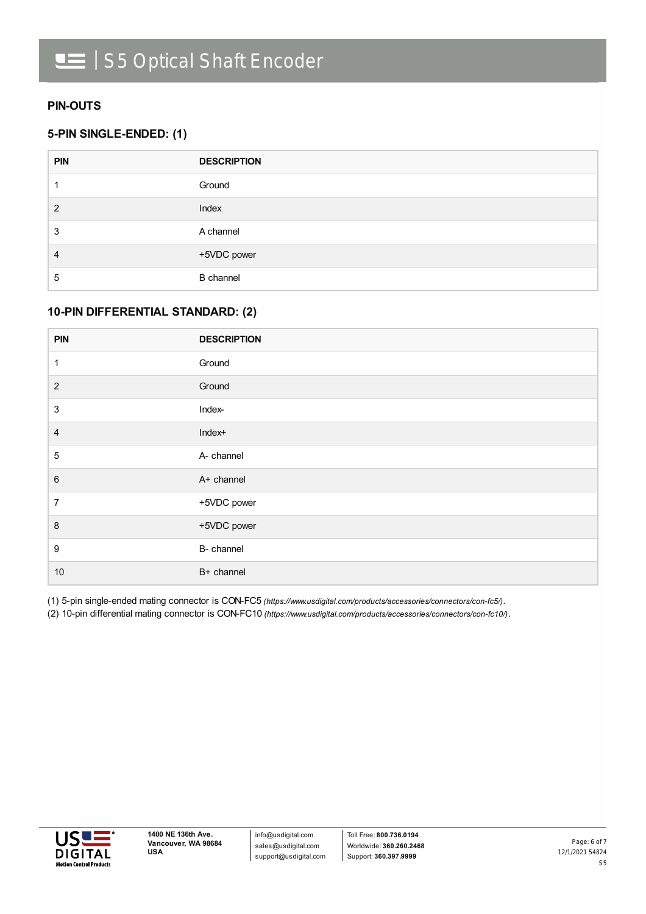## PIN-OUTS

### 5-PIN SINGLE-ENDED: (1)

| PIN | DESCRIPTION |
|---|---|
| 1 | Ground |
| 2 | Index |
| 3 | A channel |
| 4 | +5VDC power |
| 5 | B channel |

### 10-PIN DIFFERENTIAL STANDARD: (2)

| PIN | DESCRIPTION |
|---|---|
| 1 | Ground |
| 2 | Ground |
| 3 | Index- |
| 4 | Index+ |
| 5 | A- channel |
| 6 | A+ channel |
| 7 | +5VDC power |
| 8 | +5VDC power |
| 9 | B- channel |
| 10 | B+ channel |

(1) 5-pin single-ended mating connector is CON-FC5 *(https://www.usdigital.com/products/accessories/connectors/con-fc5/)*.
(2) 10-pin differential mating connector is CON-FC10 *(https://www.usdigital.com/products/accessories/connectors/con-fc10/)*.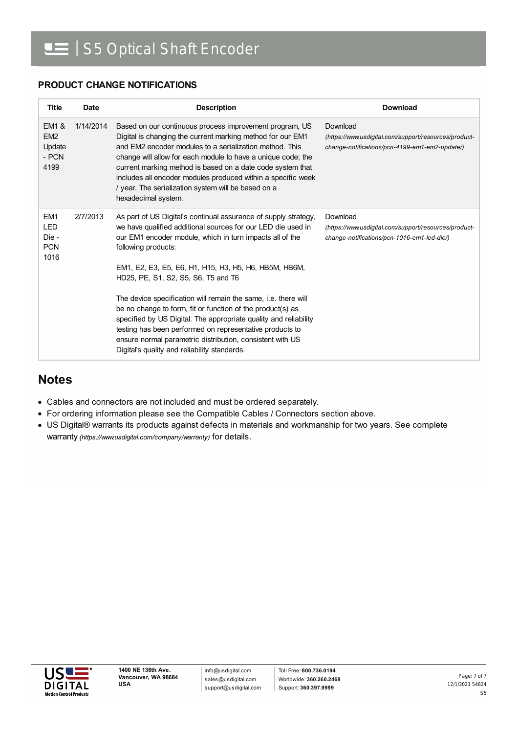## PRODUCT CHANGE NOTIFICATIONS

| Title | Date | Description | Download |
|---|---|---|---|
| EM1 & EM2 Update - PCN 4199 | 1/14/2014 | Based on our continuous process improvement program, US Digital is changing the current marking method for our EM1 and EM2 encoder modules to a serialization method. This change will allow for each module to have a unique code; the current marking method is based on a date code system that includes all encoder modules produced within a specific week / year. The serialization system will be based on a hexadecimal system. | Download *(https://www.usdigital.com/support/resources/product-change-notifications/pcn-4199-em1-em2-update/)* |
| EM1 LED Die - PCN 1016 | 2/7/2013 | As part of US Digital's continual assurance of supply strategy, we have qualified additional sources for our LED die used in our EM1 encoder module, which in turn impacts all of the following products:<br><br>EM1, E2, E3, E5, E6, H1, H15, H3, H5, H6, HB5M, HB6M, HD25, PE, S1, S2, S5, S6, T5 and T6<br><br>The device specification will remain the same, i.e. there will be no change to form, fit or function of the product(s) as specified by US Digital. The appropriate quality and reliability testing has been performed on representative products to ensure normal parametric distribution, consistent with US Digital's quality and reliability standards. | Download *(https://www.usdigital.com/support/resources/product-change-notifications/pcn-1016-em1-led-die/)* |

# Notes

- Cables and connectors are not included and must be ordered separately.
- For ordering information please see the Compatible Cables / Connectors section above.
- US Digital® warrants its products against defects in materials and workmanship for two years. See complete warranty *(https://www.usdigital.com/company/warranty)* for details.